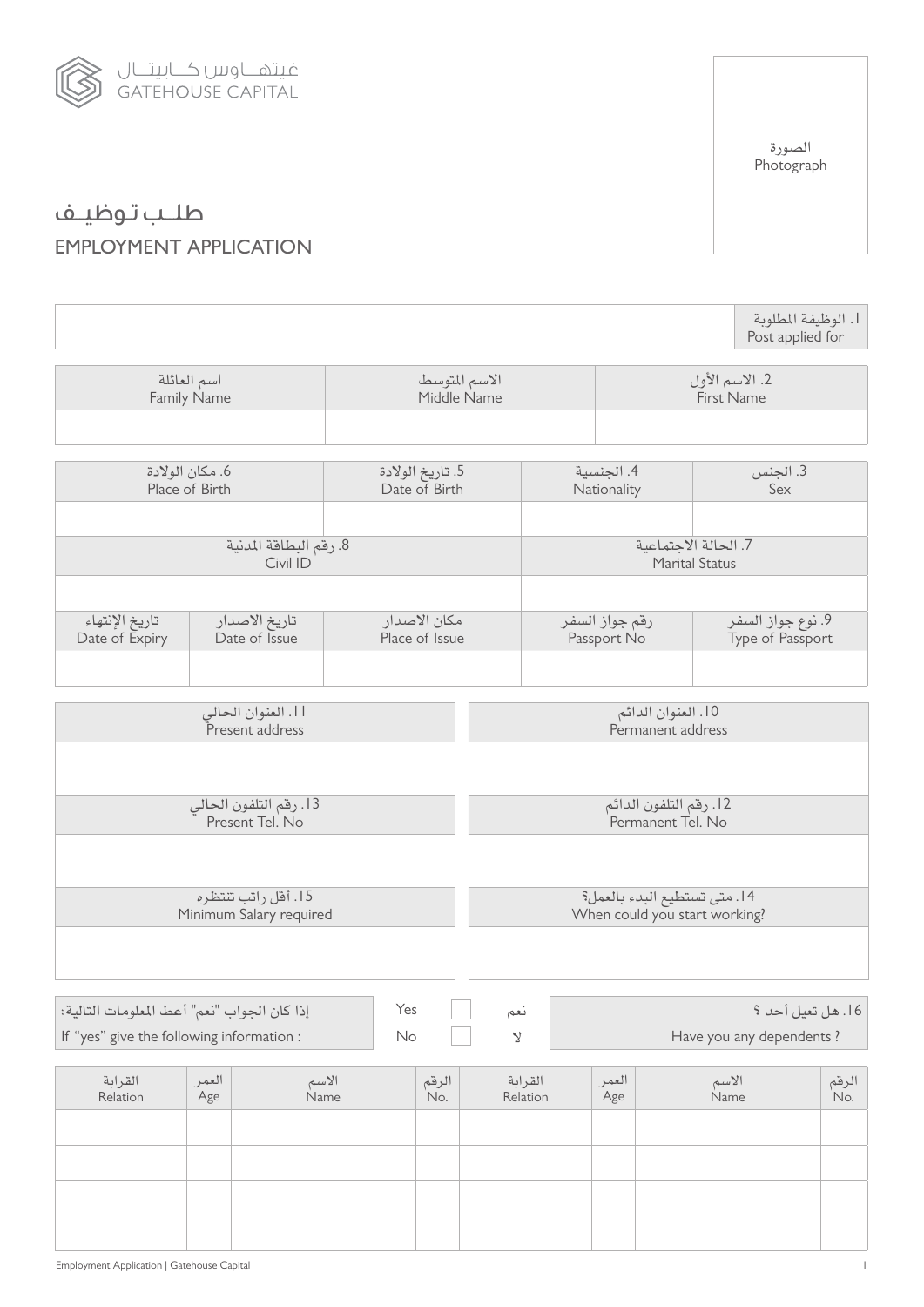غيتهـاوس كـابيتـال
GATEHOUSE CAPITAL

الصورة
Photograph

# طلـب توظيـف
# EMPLOYMENT APPLICATION

| | 1. الوظيفة المطلوبة<br>Post applied for |
|---|---|

| اسم العائلة<br>Family Name | الاسم المتوسط<br>Middle Name | 2. الاسم الأول<br>First Name |
|---|---|---|
| | | |

| 6. مكان الولادة<br>Place of Birth | | 5. تاريخ الولادة<br>Date of Birth | 4. الجنسية<br>Nationality | 3. الجنس<br>Sex |
|---|---|---|---|---|
| | | | | |
| 8. رقم البطاقة المدنية<br>Civil ID | | | 7. الحالة الاجتماعية<br>Marital Status | |
| | | | | |
| تاريخ الإنتهاء<br>Date of Expiry | تاريخ الاصدار<br>Date of Issue | مكان الاصدار<br>Place of Issue | رقم جواز السفر<br>Passport No | 9. نوع جواز السفر<br>Type of Passport |
| | | | | |

| 11. العنوان الحالي<br>Present address | 10. العنوان الدائم<br>Permanent address |
|---|---|
| | |
| 13. رقم التلفون الحالي<br>Present Tel. No | 12. رقم التلفون الدائم<br>Permanent Tel. No |
| | |
| 15. أقل راتب تنتظره<br>Minimum Salary required | 14. متى تستطيع البدء بالعمل؟<br>When could you start working? |
| | |

| إذا كان الجواب "نعم" أعط المعلومات التالية:<br>If "yes" give the following information : | Yes ☐ نعم<br>No ☐ لا | 16. هل تعيل أحد ؟<br>Have you any dependents ? |
|---|---|---|

| القرابة<br>Relation | العمر<br>Age | الاسم<br>Name | الرقم<br>No. | القرابة<br>Relation | العمر<br>Age | الاسم<br>Name | الرقم<br>No. |
|---|---|---|---|---|---|---|---|
| | | | | | | | |
| | | | | | | | |
| | | | | | | | |
| | | | | | | | |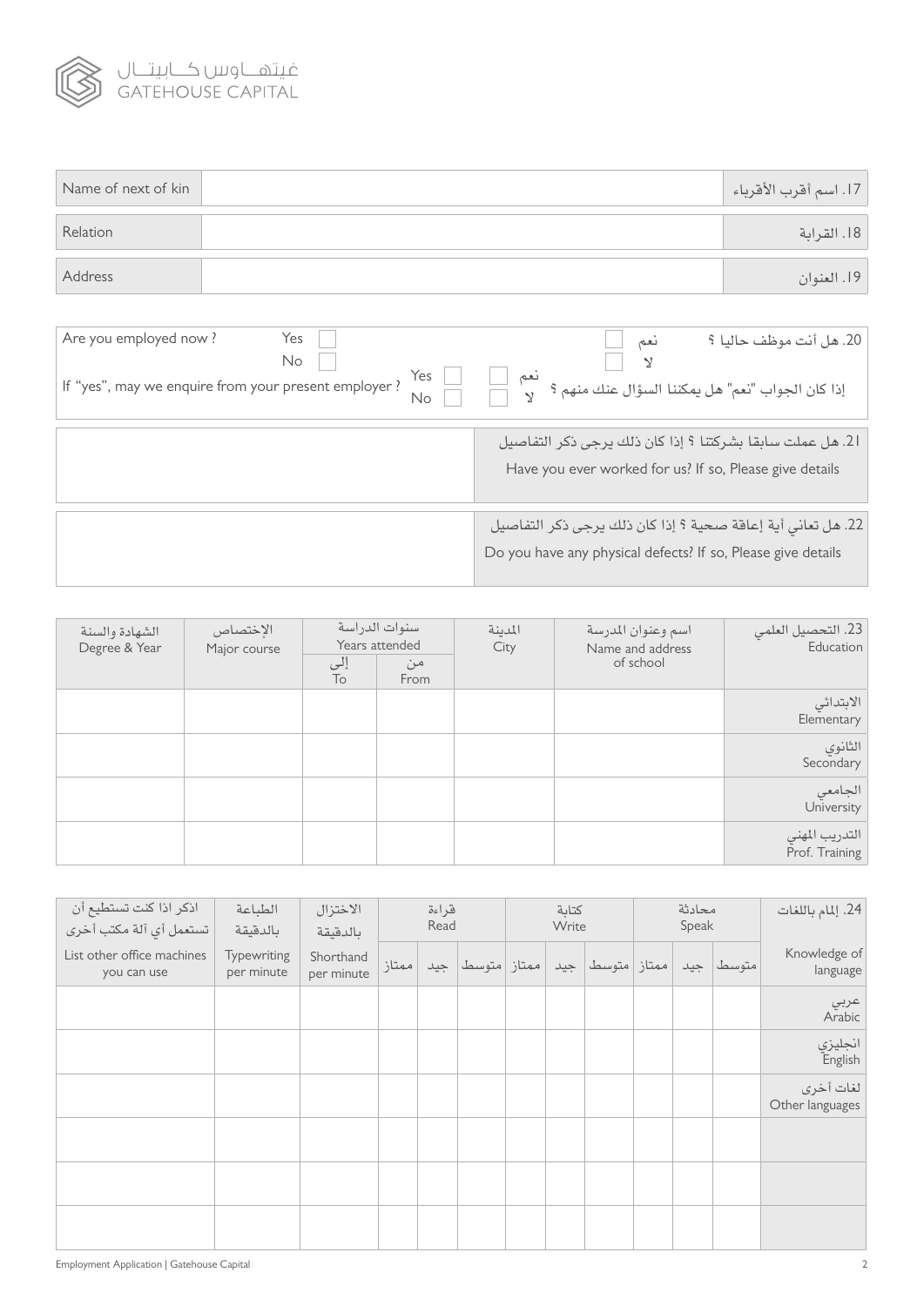| Name of next of kin | | 17. اسم أقرب الأقرباء |
|---|---|---|
| Relation | | 18. القرابة |
| Address | | 19. العنوان |

Are you employed now ? Yes ☐ No ☐ — 20. هل أنت موظف حاليا ؟ نعم ☐ لا ☐

If "yes", may we enquire from your present employer ? Yes ☐ No ☐ — إذا كان الجواب "نعم" هل يمكننا السؤال عنك منهم ؟ نعم ☐ لا ☐

| | 21. هل عملت سابقا بشركتنا ؟ إذا كان ذلك يرجى ذكر التفاصيل<br>Have you ever worked for us? If so, Please give details |
|---|---|

| | 22. هل تعاني أية إعاقة صحية ؟ إذا كان ذلك يرجى ذكر التفاصيل<br>Do you have any physical defects? If so, Please give details |
|---|---|

| الشهادة والسنة<br>Degree & Year | الإختصاص<br>Major course | سنوات الدراسة<br>Years attended | | المدينة<br>City | اسم وعنوان المدرسة<br>Name and address of school | 23. التحصيل العلمي<br>Education |
|---|---|---|---|---|---|---|
| | | إلى<br>To | من<br>From | | | |
| | | | | | | الابتدائي<br>Elementary |
| | | | | | | الثانوي<br>Secondary |
| | | | | | | الجامعي<br>University |
| | | | | | | التدريب المهني<br>Prof. Training |

| اذكر اذا كنت تستطيع أن تستعمل أي آلة مكتب أخرى<br>List other office machines you can use | الطباعة بالدقيقة<br>Typewriting per minute | الاختزال بالدقيقة<br>Shorthand per minute | قراءة<br>Read | | | كتابة<br>Write | | | محادثة<br>Speak | | | 24. إلمام باللغات<br>Knowledge of language |
|---|---|---|---|---|---|---|---|---|---|---|---|---|
| | | | ممتاز | جيد | متوسط | ممتاز | جيد | متوسط | ممتاز | جيد | متوسط | |
| | | | | | | | | | | | | عربي<br>Arabic |
| | | | | | | | | | | | | انجليزي<br>English |
| | | | | | | | | | | | | لغات أخرى<br>Other languages |
| | | | | | | | | | | | | |
| | | | | | | | | | | | | |
| | | | | | | | | | | | | |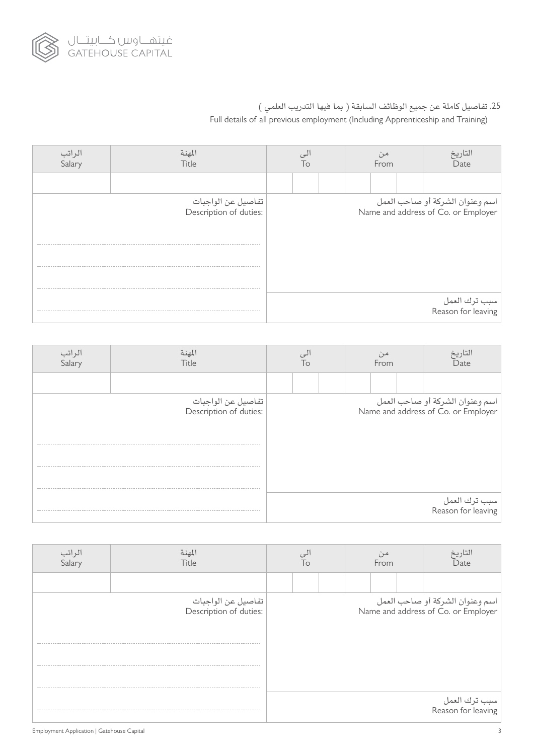25. تفاصيل كاملة عن جميع الوظائف السابقة ( بما فيها التدريب العلمي )

Full details of all previous employment (Including Apprenticeship and Training)

| الراتب<br>Salary | المهنة<br>Title | الى<br>To | | | من<br>From | | | التاريخ<br>Date |
|---|---|---|---|---|---|---|---|---|
| | | | | | | | | |
| تفاصيل عن الواجبات<br>Description of duties: | | اسم وعنوان الشركة أو صاحب العمل<br>Name and address of Co. or Employer | | | | | | |
| | | سبب ترك العمل<br>Reason for leaving | | | | | | |

| الراتب<br>Salary | المهنة<br>Title | الى<br>To | | | من<br>From | | | التاريخ<br>Date |
|---|---|---|---|---|---|---|---|---|
| | | | | | | | | |
| تفاصيل عن الواجبات<br>Description of duties: | | اسم وعنوان الشركة أو صاحب العمل<br>Name and address of Co. or Employer | | | | | | |
| | | سبب ترك العمل<br>Reason for leaving | | | | | | |

| الراتب<br>Salary | المهنة<br>Title | الى<br>To | | | من<br>From | | | التاريخ<br>Date |
|---|---|---|---|---|---|---|---|---|
| | | | | | | | | |
| تفاصيل عن الواجبات<br>Description of duties: | | اسم وعنوان الشركة أو صاحب العمل<br>Name and address of Co. or Employer | | | | | | |
| | | سبب ترك العمل<br>Reason for leaving | | | | | | |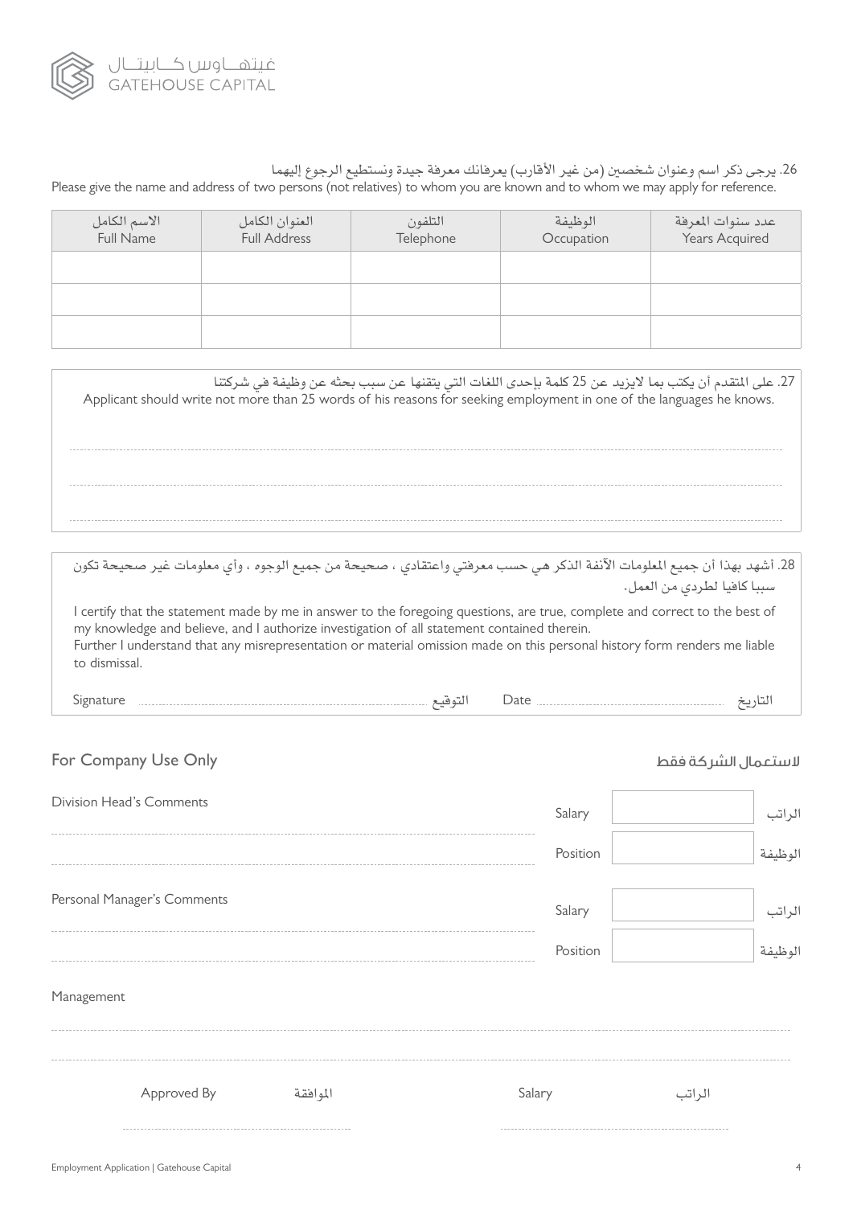26. يرجى ذكر اسم وعنوان شخصين (من غير الأقارب) يعرفانك معرفة جيدة ونستطيع الرجوع إليهما

Please give the name and address of two persons (not relatives) to whom you are known and to whom we may apply for reference.

| الاسم الكامل<br>Full Name | العنوان الكامل<br>Full Address | التلفون<br>Telephone | الوظيفة<br>Occupation | عدد سنوات المعرفة<br>Years Acquired |
|---|---|---|---|---|
| | | | | |
| | | | | |
| | | | | |

27. على المتقدم أن يكتب بما لايزيد عن 25 كلمة بإحدى اللغات التي يتقنها عن سبب بحثه عن وظيفة في شركتنا

Applicant should write not more than 25 words of his reasons for seeking employment in one of the languages he knows.

.................................................................................................................

.................................................................................................................

.................................................................................................................

28. أشهد بهذا أن جميع المعلومات الآنفة الذكر هي حسب معرفتي واعتقادي ، صحيحة من جميع الوجوه ، وأي معلومات غير صحيحة تكون سببا كافيا لطردي من العمل.

I certify that the statement made by me in answer to the foregoing questions, are true, complete and correct to the best of my knowledge and believe, and I authorize investigation of all statement contained therein.

Further I understand that any misrepresentation or material omission made on this personal history form renders me liable to dismissal.

Signature ........................................................ التوقيع     Date ........................................ التاريخ

## For Company Use Only — لاستعمال الشركة فقط

Division Head's Comments

.................................................................................................................

.................................................................................................................

Salary [ ] الراتب

Position [ ] الوظيفة

Personal Manager's Comments

.................................................................................................................

.................................................................................................................

Salary [ ] الراتب

Position [ ] الوظيفة

Management

.................................................................................................................

.................................................................................................................

Approved By المواففة ........................................................

Salary الراتب ........................................................